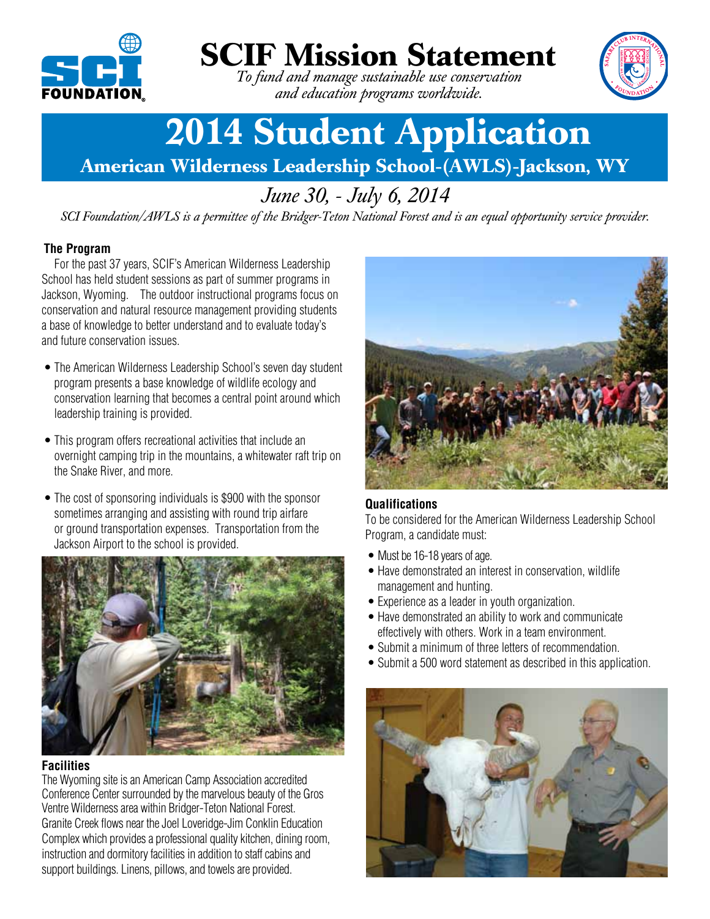# SCIF Mission Statement

*To fund and manage sustainable use conservation and education programs worldwide.*

# 2014 Student Application

## American Wilderness Leadership School-(AWLS)-Jackson, WY

*June 30, - July 6, 2014*

*SCI Foundation/AWLS is a permittee of the Bridger-Teton National Forest and is an equal opportunity service provider.*

### The Program

For the past 37 years, SCIF's American Wilderness Leadership School has held student sessions as part of summer programs in Jackson, Wyoming. The outdoor instructional programs focus on conservation and natural resource management providing students a base of knowledge to better understand and to evaluate today's and future conservation issues.

- The American Wilderness Leadership School's seven day student program presents a base knowledge of wildlife ecology and conservation learning that becomes a central point around which leadership training is provided.
- This program offers recreational activities that include an overnight camping trip in the mountains, a whitewater raft trip on the Snake River, and more.
- The cost of sponsoring individuals is $900 with the sponsor sometimes arranging and assisting with round trip airfare or ground transportation expenses. Transportation from the Jackson Airport to the school is provided.

### Facilities

The Wyoming site is an American Camp Association accredited Conference Center surrounded by the marvelous beauty of the Gros Ventre Wilderness area within Bridger-Teton National Forest. Granite Creek flows near the Joel Loveridge-Jim Conklin Education Complex which provides a professional quality kitchen, dining room, instruction and dormitory facilities in addition to staff cabins and support buildings. Linens, pillows, and towels are provided.

### Qualifications

To be considered for the American Wilderness Leadership School Program, a candidate must:

- Must be 16-18 years of age.
- Have demonstrated an interest in conservation, wildlife management and hunting.
- Experience as a leader in youth organization.
- Have demonstrated an ability to work and communicate effectively with others. Work in a team environment.
- Submit a minimum of three letters of recommendation.
- Submit a 500 word statement as described in this application.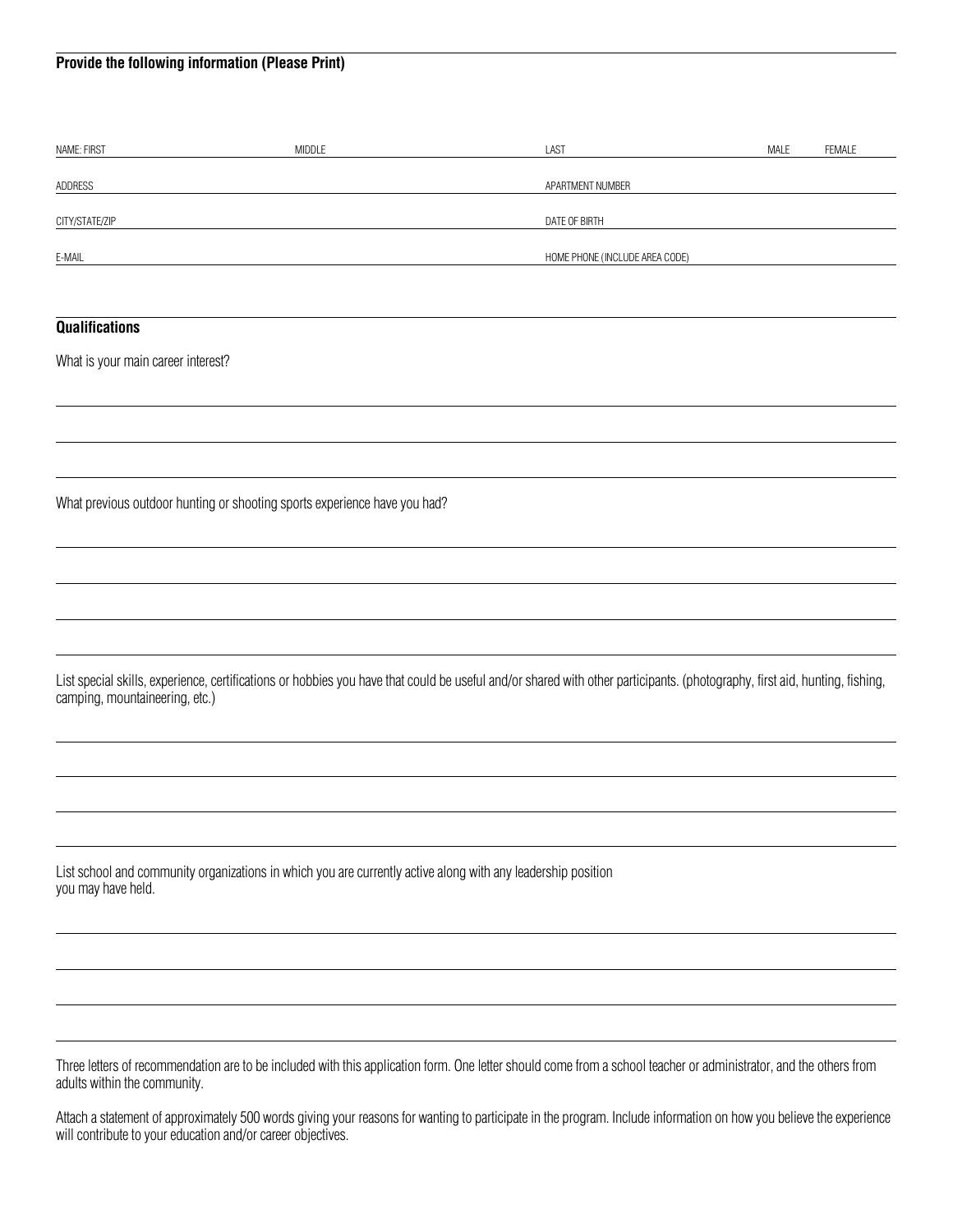**Provide the following information (Please Print)**

NAME: FIRST ______ MIDDLE ______ LAST ______ MALE FEMALE

ADDRESS ______ APARTMENT NUMBER ______

CITY/STATE/ZIP ______ DATE OF BIRTH ______

E-MAIL ______ HOME PHONE (INCLUDE AREA CODE) ______

**Qualifications**

What is your main career interest?

What previous outdoor hunting or shooting sports experience have you had?

List special skills, experience, certifications or hobbies you have that could be useful and/or shared with other participants. (photography, first aid, hunting, fishing, camping, mountaineering, etc.)

List school and community organizations in which you are currently active along with any leadership position you may have held.

Three letters of recommendation are to be included with this application form. One letter should come from a school teacher or administrator, and the others from adults within the community.

Attach a statement of approximately 500 words giving your reasons for wanting to participate in the program. Include information on how you believe the experience will contribute to your education and/or career objectives.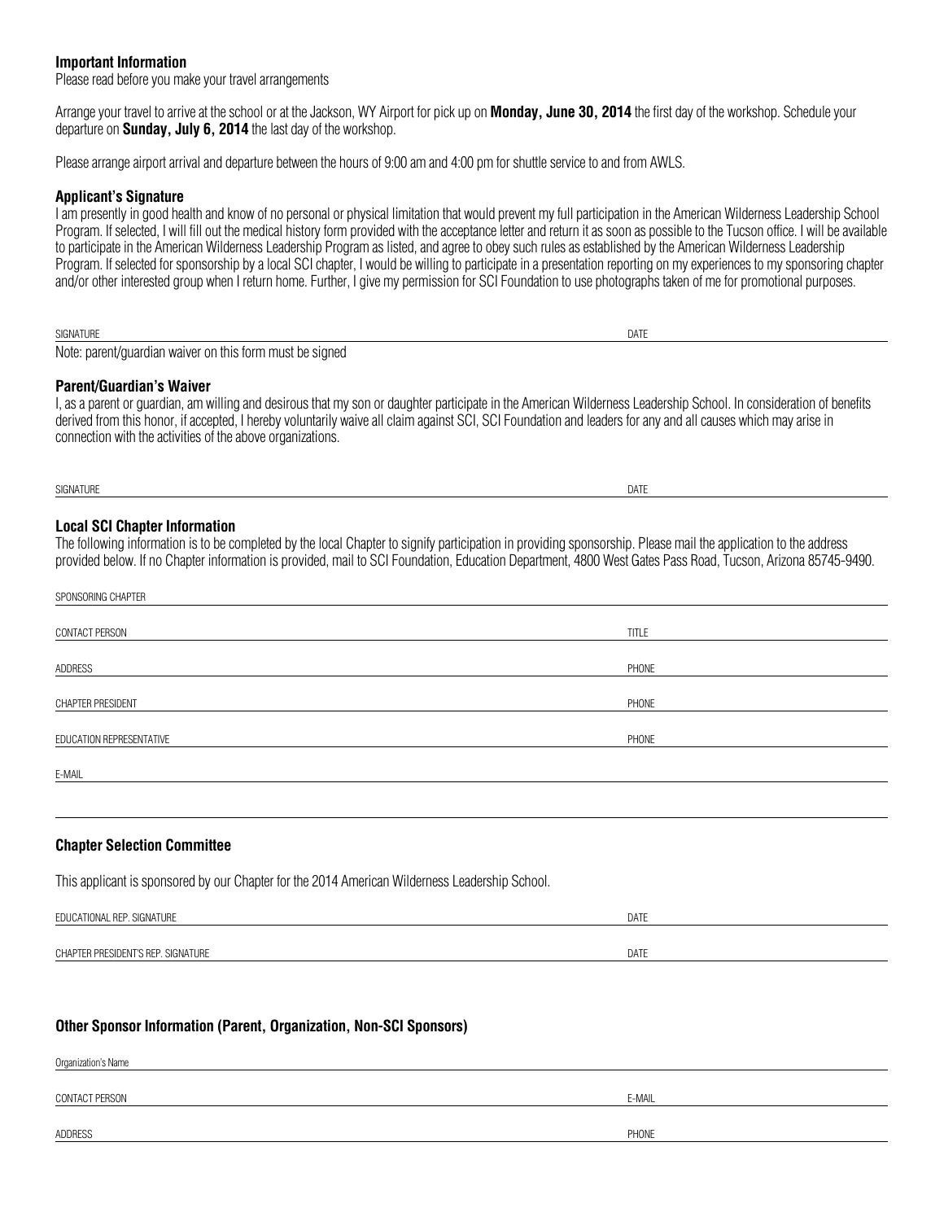**Important Information**

Please read before you make your travel arrangements

Arrange your travel to arrive at the school or at the Jackson, WY Airport for pick up on **Monday, June 30, 2014** the first day of the workshop. Schedule your departure on **Sunday, July 6, 2014** the last day of the workshop.

Please arrange airport arrival and departure between the hours of 9:00 am and 4:00 pm for shuttle service to and from AWLS.

**Applicant's Signature**

I am presently in good health and know of no personal or physical limitation that would prevent my full participation in the American Wilderness Leadership School Program. If selected, I will fill out the medical history form provided with the acceptance letter and return it as soon as possible to the Tucson office. I will be available to participate in the American Wilderness Leadership Program as listed, and agree to obey such rules as established by the American Wilderness Leadership Program. If selected for sponsorship by a local SCI chapter, I would be willing to participate in a presentation reporting on my experiences to my sponsoring chapter and/or other interested group when I return home. Further, I give my permission for SCI Foundation to use photographs taken of me for promotional purposes.

SIGNATURE ______________________ DATE ______________________

Note: parent/guardian waiver on this form must be signed

**Parent/Guardian's Waiver**

I, as a parent or guardian, am willing and desirous that my son or daughter participate in the American Wilderness Leadership School. In consideration of benefits derived from this honor, if accepted, I hereby voluntarily waive all claim against SCI, SCI Foundation and leaders for any and all causes which may arise in connection with the activities of the above organizations.

SIGNATURE ______________________ DATE ______________________

**Local SCI Chapter Information**

The following information is to be completed by the local Chapter to signify participation in providing sponsorship. Please mail the application to the address provided below. If no Chapter information is provided, mail to SCI Foundation, Education Department, 4800 West Gates Pass Road, Tucson, Arizona 85745-9490.

SPONSORING CHAPTER ______________________

CONTACT PERSON ______________________ TITLE ______________________

ADDRESS ______________________ PHONE ______________________

CHAPTER PRESIDENT ______________________ PHONE ______________________

EDUCATION REPRESENTATIVE ______________________ PHONE ______________________

E-MAIL ______________________

**Chapter Selection Committee**

This applicant is sponsored by our Chapter for the 2014 American Wilderness Leadership School.

EDUCATIONAL REP. SIGNATURE ______________________ DATE ______________________

CHAPTER PRESIDENT'S REP. SIGNATURE ______________________ DATE ______________________

**Other Sponsor Information (Parent, Organization, Non-SCI Sponsors)**

Organization's Name ______________________

CONTACT PERSON ______________________ E-MAIL ______________________

ADDRESS ______________________ PHONE ______________________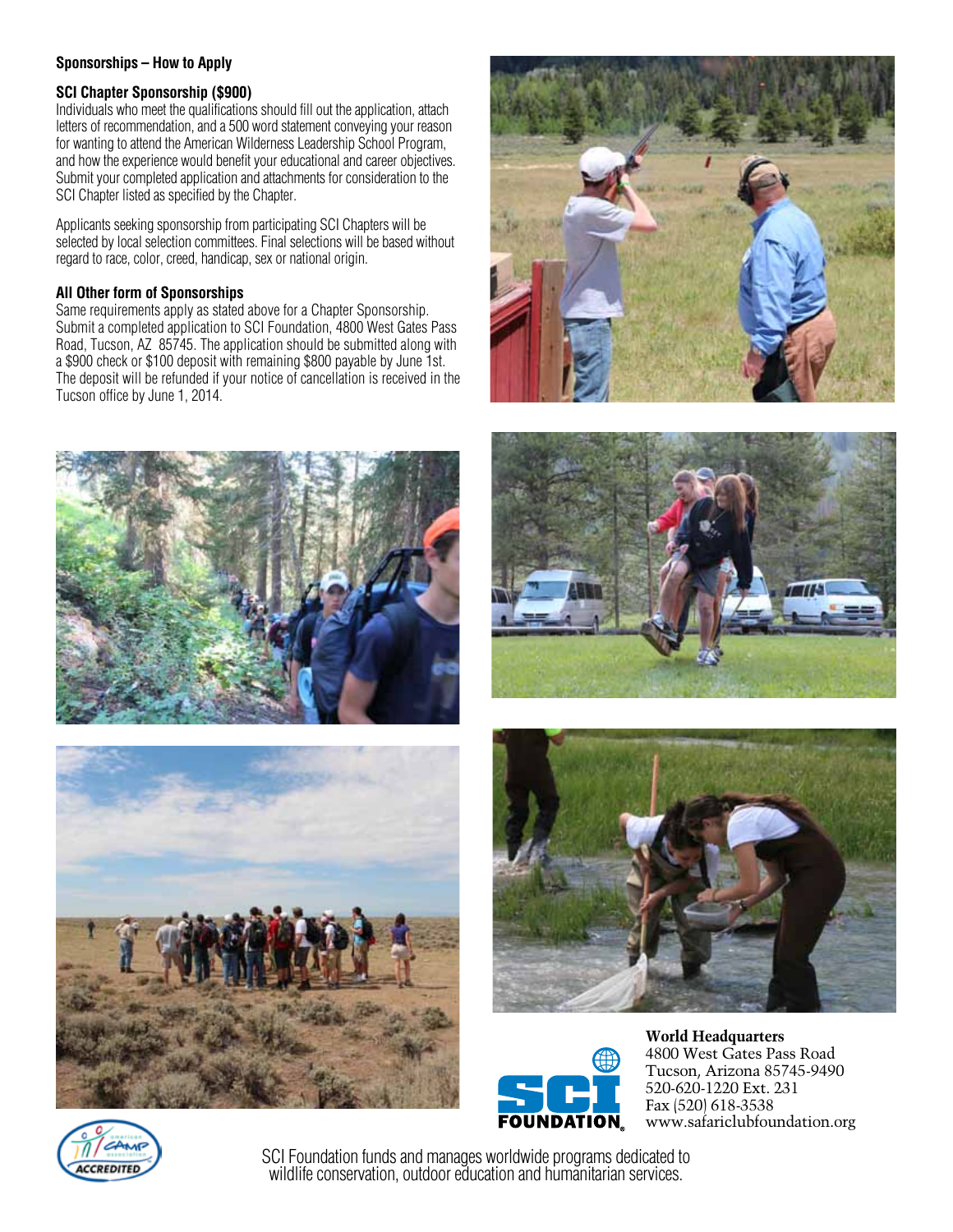## Sponsorships – How to Apply

### SCI Chapter Sponsorship ($900)

Individuals who meet the qualifications should fill out the application, attach letters of recommendation, and a 500 word statement conveying your reason for wanting to attend the American Wilderness Leadership School Program, and how the experience would benefit your educational and career objectives. Submit your completed application and attachments for consideration to the SCI Chapter listed as specified by the Chapter.

Applicants seeking sponsorship from participating SCI Chapters will be selected by local selection committees. Final selections will be based without regard to race, color, creed, handicap, sex or national origin.

### All Other form of Sponsorships

Same requirements apply as stated above for a Chapter Sponsorship. Submit a completed application to SCI Foundation, 4800 West Gates Pass Road, Tucson, AZ 85745. The application should be submitted along with a $900 check or $100 deposit with remaining $800 payable by June 1st. The deposit will be refunded if your notice of cancellation is received in the Tucson office by June 1, 2014.

**World Headquarters**
4800 West Gates Pass Road
Tucson, Arizona 85745-9490
520-620-1220 Ext. 231
Fax (520) 618-3538
www.safariclubfoundation.org

SCI Foundation funds and manages worldwide programs dedicated to wildlife conservation, outdoor education and humanitarian services.